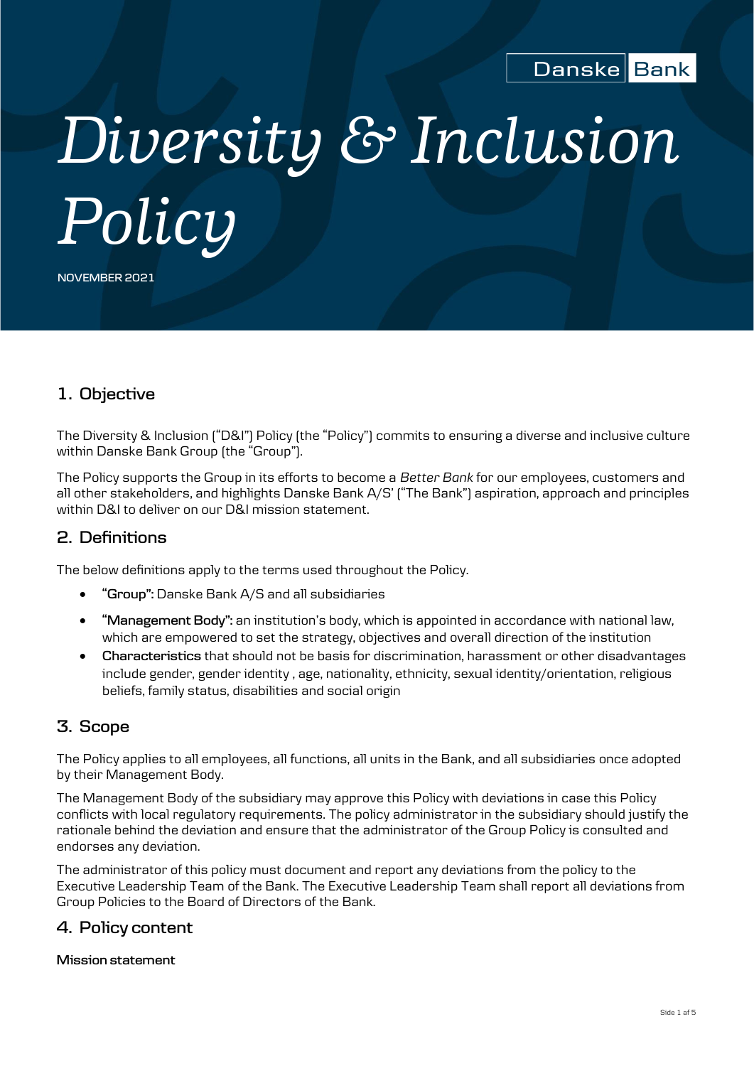Danske Bank

# Diversity & Inclusion Policy

NOVEMBER 2021

## 1. Objective

The Diversity & Inclusion ("D&I") Policy (the "Policy") commits to ensuring a diverse and inclusive culture within Danske Bank Group (the "Group").

The Policy supports the Group in its efforts to become a *Better Bank* for our employees, customers and all other stakeholders, and highlights Danske Bank A/S' ("The Bank") aspiration, approach and principles within D&I to deliver on our D&I mission statement.

## 2. Definitions

The below definitions apply to the terms used throughout the Policy.

- **"Group":** Danske Bank A/S and all subsidiaries
- **"Management Body":** an institution's body, which is appointed in accordance with national law, which are empowered to set the strategy, objectives and overall direction of the institution
- **Characteristics** that should not be basis for discrimination, harassment or other disadvantages include gender, gender identity , age, nationality, ethnicity, sexual identity/orientation, religious beliefs, family status, disabilities and social origin

## 3. Scope

The Policy applies to all employees, all functions, all units in the Bank, and all subsidiaries once adopted by their Management Body.

The Management Body of the subsidiary may approve this Policy with deviations in case this Policy conflicts with local regulatory requirements. The policy administrator in the subsidiary should justify the rationale behind the deviation and ensure that the administrator of the Group Policy is consulted and endorses any deviation.

The administrator of this policy must document and report any deviations from the policy to the Executive Leadership Team of the Bank. The Executive Leadership Team shall report all deviations from Group Policies to the Board of Directors of the Bank.

## 4. Policy content

**Mission statement**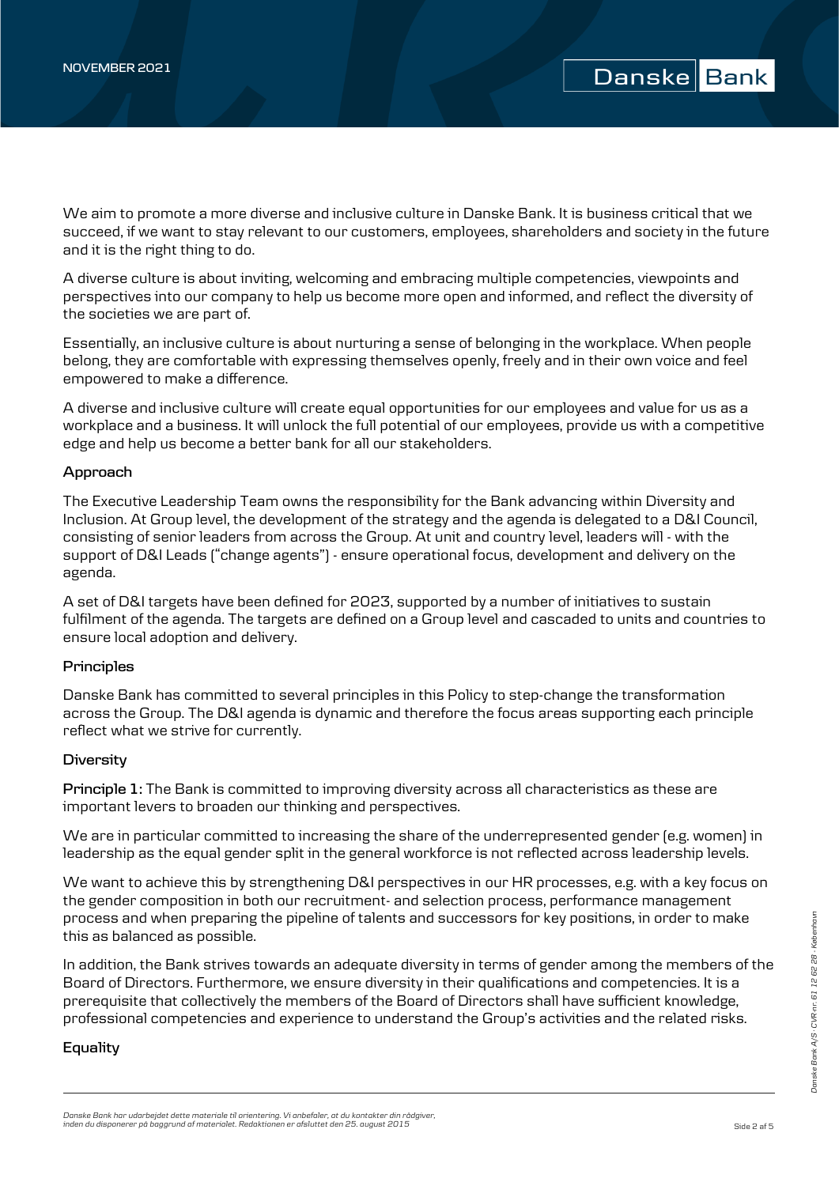We aim to promote a more diverse and inclusive culture in Danske Bank. It is business critical that we succeed, if we want to stay relevant to our customers, employees, shareholders and society in the future and it is the right thing to do.

A diverse culture is about inviting, welcoming and embracing multiple competencies, viewpoints and perspectives into our company to help us become more open and informed, and reflect the diversity of the societies we are part of.

Essentially, an inclusive culture is about nurturing a sense of belonging in the workplace. When people belong, they are comfortable with expressing themselves openly, freely and in their own voice and feel empowered to make a difference.

A diverse and inclusive culture will create equal opportunities for our employees and value for us as a workplace and a business. It will unlock the full potential of our employees, provide us with a competitive edge and help us become a better bank for all our stakeholders.

**Approach**

The Executive Leadership Team owns the responsibility for the Bank advancing within Diversity and Inclusion. At Group level, the development of the strategy and the agenda is delegated to a D&I Council, consisting of senior leaders from across the Group. At unit and country level, leaders will - with the support of D&I Leads ("change agents") - ensure operational focus, development and delivery on the agenda.

A set of D&I targets have been defined for 2023, supported by a number of initiatives to sustain fulfilment of the agenda. The targets are defined on a Group level and cascaded to units and countries to ensure local adoption and delivery.

**Principles**

Danske Bank has committed to several principles in this Policy to step-change the transformation across the Group. The D&I agenda is dynamic and therefore the focus areas supporting each principle reflect what we strive for currently.

**Diversity**

**Principle 1:** The Bank is committed to improving diversity across all characteristics as these are important levers to broaden our thinking and perspectives.

We are in particular committed to increasing the share of the underrepresented gender (e.g. women) in leadership as the equal gender split in the general workforce is not reflected across leadership levels.

We want to achieve this by strengthening D&I perspectives in our HR processes, e.g. with a key focus on the gender composition in both our recruitment- and selection process, performance management process and when preparing the pipeline of talents and successors for key positions, in order to make this as balanced as possible.

In addition, the Bank strives towards an adequate diversity in terms of gender among the members of the Board of Directors. Furthermore, we ensure diversity in their qualifications and competencies. It is a prerequisite that collectively the members of the Board of Directors shall have sufficient knowledge, professional competencies and experience to understand the Group's activities and the related risks.

**Equality**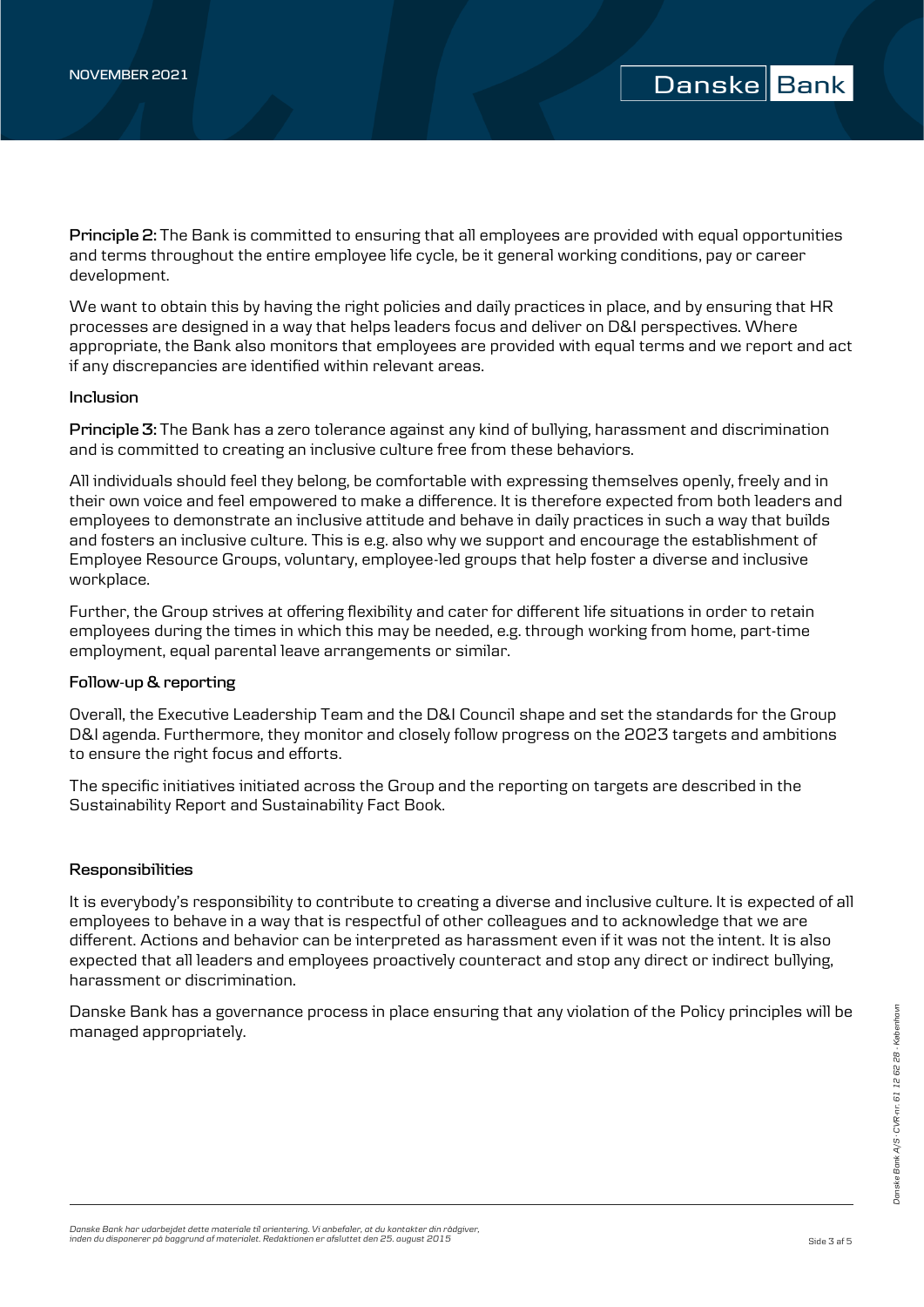**Principle 2:** The Bank is committed to ensuring that all employees are provided with equal opportunities and terms throughout the entire employee life cycle, be it general working conditions, pay or career development.

We want to obtain this by having the right policies and daily practices in place, and by ensuring that HR processes are designed in a way that helps leaders focus and deliver on D&I perspectives. Where appropriate, the Bank also monitors that employees are provided with equal terms and we report and act if any discrepancies are identified within relevant areas.

### Inclusion

**Principle 3:** The Bank has a zero tolerance against any kind of bullying, harassment and discrimination and is committed to creating an inclusive culture free from these behaviors.

All individuals should feel they belong, be comfortable with expressing themselves openly, freely and in their own voice and feel empowered to make a difference. It is therefore expected from both leaders and employees to demonstrate an inclusive attitude and behave in daily practices in such a way that builds and fosters an inclusive culture. This is e.g. also why we support and encourage the establishment of Employee Resource Groups, voluntary, employee-led groups that help foster a diverse and inclusive workplace.

Further, the Group strives at offering flexibility and cater for different life situations in order to retain employees during the times in which this may be needed, e.g. through working from home, part-time employment, equal parental leave arrangements or similar.

### Follow-up & reporting

Overall, the Executive Leadership Team and the D&I Council shape and set the standards for the Group D&I agenda. Furthermore, they monitor and closely follow progress on the 2023 targets and ambitions to ensure the right focus and efforts.

The specific initiatives initiated across the Group and the reporting on targets are described in the Sustainability Report and Sustainability Fact Book.

### Responsibilities

It is everybody's responsibility to contribute to creating a diverse and inclusive culture. It is expected of all employees to behave in a way that is respectful of other colleagues and to acknowledge that we are different. Actions and behavior can be interpreted as harassment even if it was not the intent. It is also expected that all leaders and employees proactively counteract and stop any direct or indirect bullying, harassment or discrimination.

Danske Bank has a governance process in place ensuring that any violation of the Policy principles will be managed appropriately.